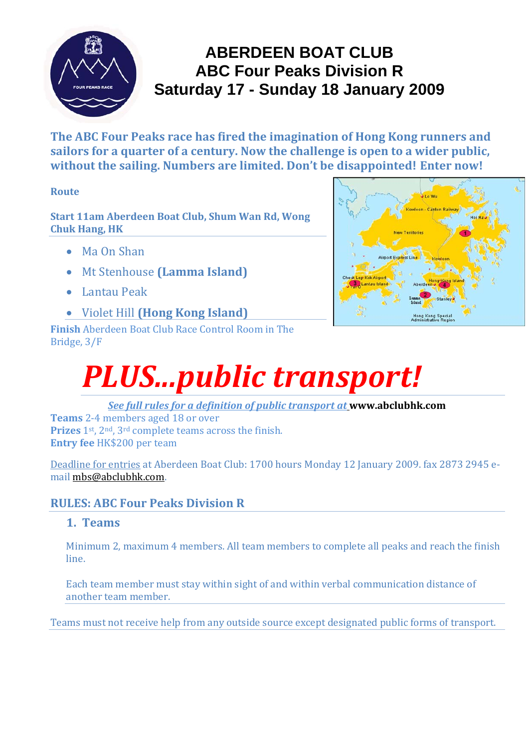# ABERDEEN BOAT CLUB
# ABC Four Peaks Division R
# Saturday 17 - Sunday 18 January 2009

**The ABC Four Peaks race has fired the imagination of Hong Kong runners and sailors for a quarter of a century. Now the challenge is open to a wider public, without the sailing. Numbers are limited. Don't be disappointed! Enter now!**

**Route**

**Start 11am Aberdeen Boat Club, Shum Wan Rd, Wong Chuk Hang, HK**

- Ma On Shan
- Mt Stenhouse **(Lamma Island)**
- Lantau Peak
- Violet Hill **(Hong Kong Island)**

**Finish** Aberdeen Boat Club Race Control Room in The Bridge, 3/F

# *PLUS...public transport!*

*See full rules for a definition of public transport at* **www.abclubhk.com**

**Teams** 2-4 members aged 18 or over
**Prizes** 1st, 2nd, 3rd complete teams across the finish.
**Entry fee** HK$200 per team

Deadline for entries at Aberdeen Boat Club: 1700 hours Monday 12 January 2009. fax 2873 2945 e-mail mbs@abclubhk.com.

## RULES: ABC Four Peaks Division R

### 1. Teams

Minimum 2, maximum 4 members. All team members to complete all peaks and reach the finish line.

Each team member must stay within sight of and within verbal communication distance of another team member.

Teams must not receive help from any outside source except designated public forms of transport.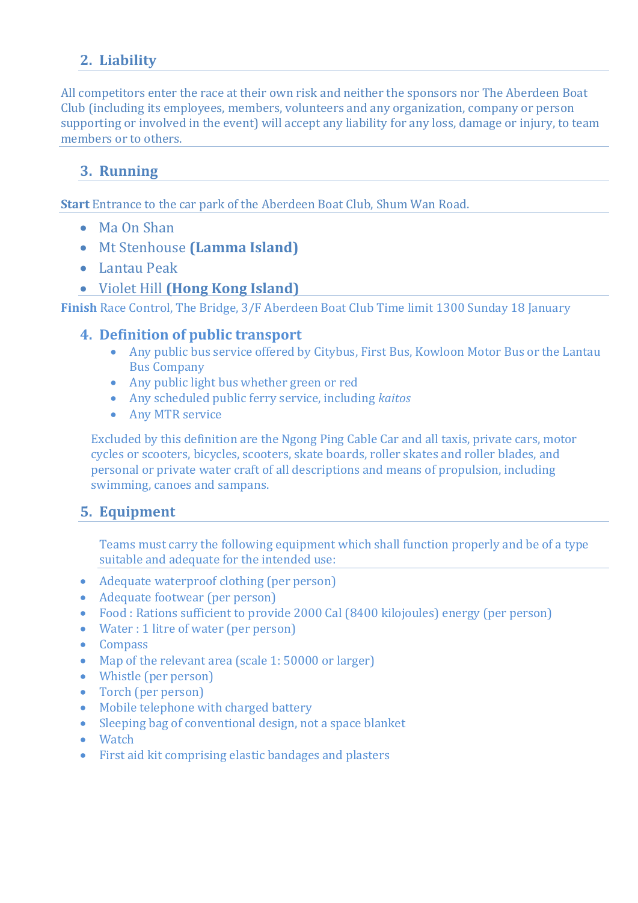## 2. Liability

All competitors enter the race at their own risk and neither the sponsors nor The Aberdeen Boat Club (including its employees, members, volunteers and any organization, company or person supporting or involved in the event) will accept any liability for any loss, damage or injury, to team members or to others.

## 3. Running

**Start** Entrance to the car park of the Aberdeen Boat Club, Shum Wan Road.

- Ma On Shan
- Mt Stenhouse **(Lamma Island)**
- Lantau Peak
- Violet Hill **(Hong Kong Island)**

**Finish** Race Control, The Bridge, 3/F Aberdeen Boat Club Time limit 1300 Sunday 18 January

## 4. Definition of public transport

- Any public bus service offered by Citybus, First Bus, Kowloon Motor Bus or the Lantau Bus Company
- Any public light bus whether green or red
- Any scheduled public ferry service, including *kaitos*
- Any MTR service

Excluded by this definition are the Ngong Ping Cable Car and all taxis, private cars, motor cycles or scooters, bicycles, scooters, skate boards, roller skates and roller blades, and personal or private water craft of all descriptions and means of propulsion, including swimming, canoes and sampans.

## 5. Equipment

Teams must carry the following equipment which shall function properly and be of a type suitable and adequate for the intended use:

- Adequate waterproof clothing (per person)
- Adequate footwear (per person)
- Food : Rations sufficient to provide 2000 Cal (8400 kilojoules) energy (per person)
- Water : 1 litre of water (per person)
- Compass
- Map of the relevant area (scale 1: 50000 or larger)
- Whistle (per person)
- Torch (per person)
- Mobile telephone with charged battery
- Sleeping bag of conventional design, not a space blanket
- Watch
- First aid kit comprising elastic bandages and plasters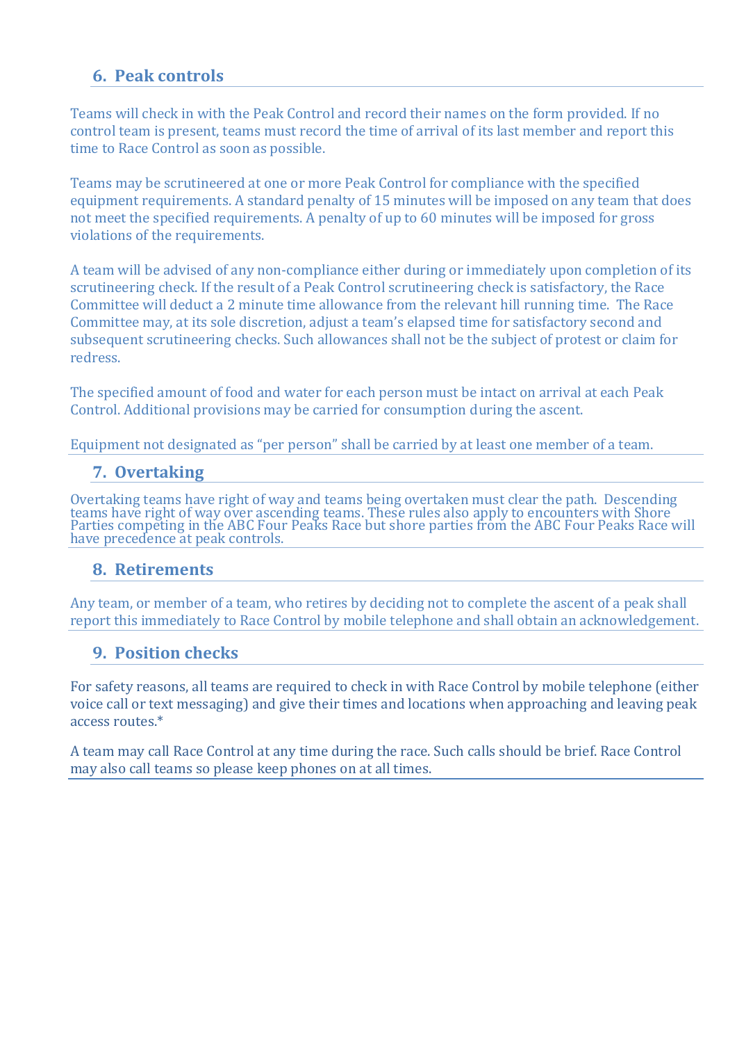## 6. Peak controls

Teams will check in with the Peak Control and record their names on the form provided. If no control team is present, teams must record the time of arrival of its last member and report this time to Race Control as soon as possible.

Teams may be scrutineered at one or more Peak Control for compliance with the specified equipment requirements. A standard penalty of 15 minutes will be imposed on any team that does not meet the specified requirements. A penalty of up to 60 minutes will be imposed for gross violations of the requirements.

A team will be advised of any non-compliance either during or immediately upon completion of its scrutineering check. If the result of a Peak Control scrutineering check is satisfactory, the Race Committee will deduct a 2 minute time allowance from the relevant hill running time. The Race Committee may, at its sole discretion, adjust a team's elapsed time for satisfactory second and subsequent scrutineering checks. Such allowances shall not be the subject of protest or claim for redress.

The specified amount of food and water for each person must be intact on arrival at each Peak Control. Additional provisions may be carried for consumption during the ascent.

Equipment not designated as "per person" shall be carried by at least one member of a team.

## 7. Overtaking

Overtaking teams have right of way and teams being overtaken must clear the path. Descending teams have right of way over ascending teams. These rules also apply to encounters with Shore Parties competing in the ABC Four Peaks Race but shore parties from the ABC Four Peaks Race will have precedence at peak controls.

## 8. Retirements

Any team, or member of a team, who retires by deciding not to complete the ascent of a peak shall report this immediately to Race Control by mobile telephone and shall obtain an acknowledgement.

## 9. Position checks

For safety reasons, all teams are required to check in with Race Control by mobile telephone (either voice call or text messaging) and give their times and locations when approaching and leaving peak access routes.*

A team may call Race Control at any time during the race. Such calls should be brief. Race Control may also call teams so please keep phones on at all times.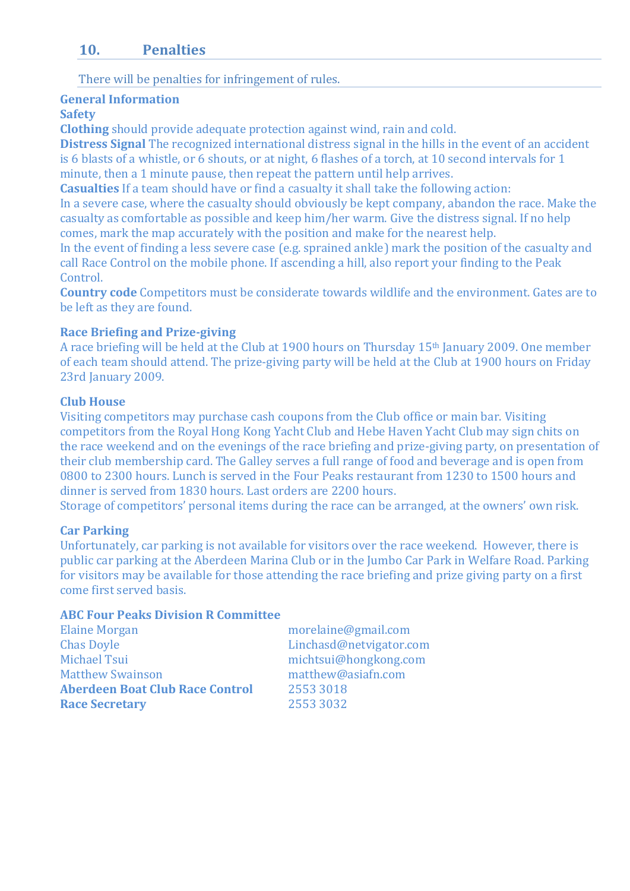## 10. Penalties

There will be penalties for infringement of rules.

**General Information**

**Safety**

**Clothing** should provide adequate protection against wind, rain and cold.

**Distress Signal** The recognized international distress signal in the hills in the event of an accident is 6 blasts of a whistle, or 6 shouts, or at night, 6 flashes of a torch, at 10 second intervals for 1 minute, then a 1 minute pause, then repeat the pattern until help arrives.

**Casualties** If a team should have or find a casualty it shall take the following action:
In a severe case, where the casualty should obviously be kept company, abandon the race. Make the casualty as comfortable as possible and keep him/her warm. Give the distress signal. If no help comes, mark the map accurately with the position and make for the nearest help.
In the event of finding a less severe case (e.g. sprained ankle) mark the position of the casualty and call Race Control on the mobile phone. If ascending a hill, also report your finding to the Peak Control.

**Country code** Competitors must be considerate towards wildlife and the environment. Gates are to be left as they are found.

**Race Briefing and Prize-giving**

A race briefing will be held at the Club at 1900 hours on Thursday 15th January 2009. One member of each team should attend. The prize-giving party will be held at the Club at 1900 hours on Friday 23rd January 2009.

**Club House**

Visiting competitors may purchase cash coupons from the Club office or main bar. Visiting competitors from the Royal Hong Kong Yacht Club and Hebe Haven Yacht Club may sign chits on the race weekend and on the evenings of the race briefing and prize-giving party, on presentation of their club membership card. The Galley serves a full range of food and beverage and is open from 0800 to 2300 hours. Lunch is served in the Four Peaks restaurant from 1230 to 1500 hours and dinner is served from 1830 hours. Last orders are 2200 hours.
Storage of competitors' personal items during the race can be arranged, at the owners' own risk.

**Car Parking**

Unfortunately, car parking is not available for visitors over the race weekend. However, there is public car parking at the Aberdeen Marina Club or in the Jumbo Car Park in Welfare Road. Parking for visitors may be available for those attending the race briefing and prize giving party on a first come first served basis.

**ABC Four Peaks Division R Committee**

| | |
|---|---|
| Elaine Morgan | morelaine@gmail.com |
| Chas Doyle | Linchasd@netvigator.com |
| Michael Tsui | michtsui@hongkong.com |
| Matthew Swainson | matthew@asiafn.com |
| **Aberdeen Boat Club Race Control** | 2553 3018 |
| **Race Secretary** | 2553 3032 |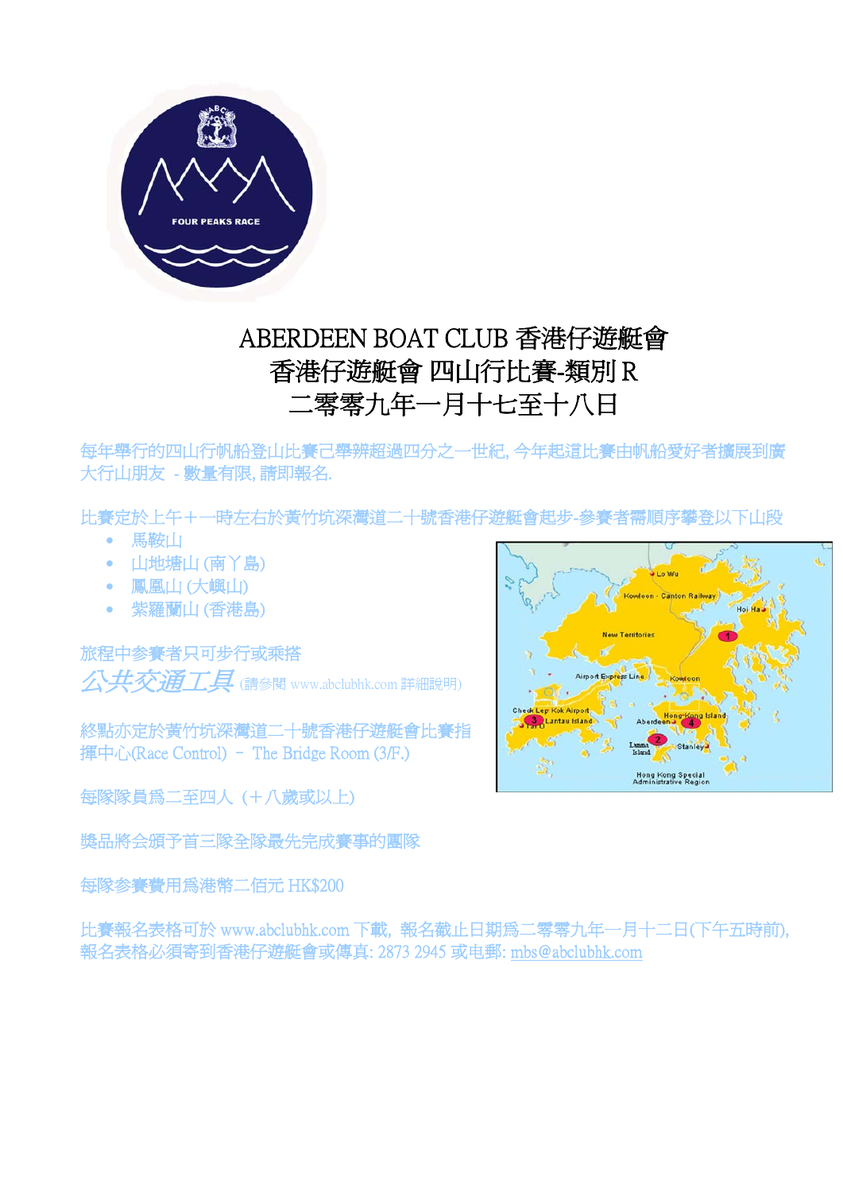# ABERDEEN BOAT CLUB 香港仔遊艇會
## 香港仔遊艇會 四山行比賽-類別 R
## 二零零九年一月十七至十八日

每年舉行的四山行帆船登山比賽已舉辦超過四分之一世紀, 今年起這比賽由帆船愛好者擴展到廣大行山朋友 - 數量有限, 請即報名.

比賽定於上午十一時左右於黃竹坑深灣道二十號香港仔遊艇會起步-參賽者需順序攀登以下山段

- 馬鞍山
- 山地塘山 (南丫島)
- 鳳凰山 (大嶼山)
- 紫羅蘭山 (香港島)

旅程中參賽者只可步行或乘搭

*公共交通工具* (請參閱 www.abclubhk.com 詳細說明)

終點亦定於黃竹坑深灣道二十號香港仔遊艇會比賽指揮中心(Race Control) – The Bridge Room (3/F.)

每隊隊員爲二至四人 (十八歲或以上)

獎品將会頒予首三隊全隊最先完成賽事的團隊

每隊參賽費用爲港幣二佰元 HK$200

比賽報名表格可於 www.abclubhk.com 下載, 報名截止日期爲二零零九年一月十二日(下午五時前), 報名表格必須寄到香港仔遊艇會或傳真: 2873 2945 或电郵: mbs@abclubhk.com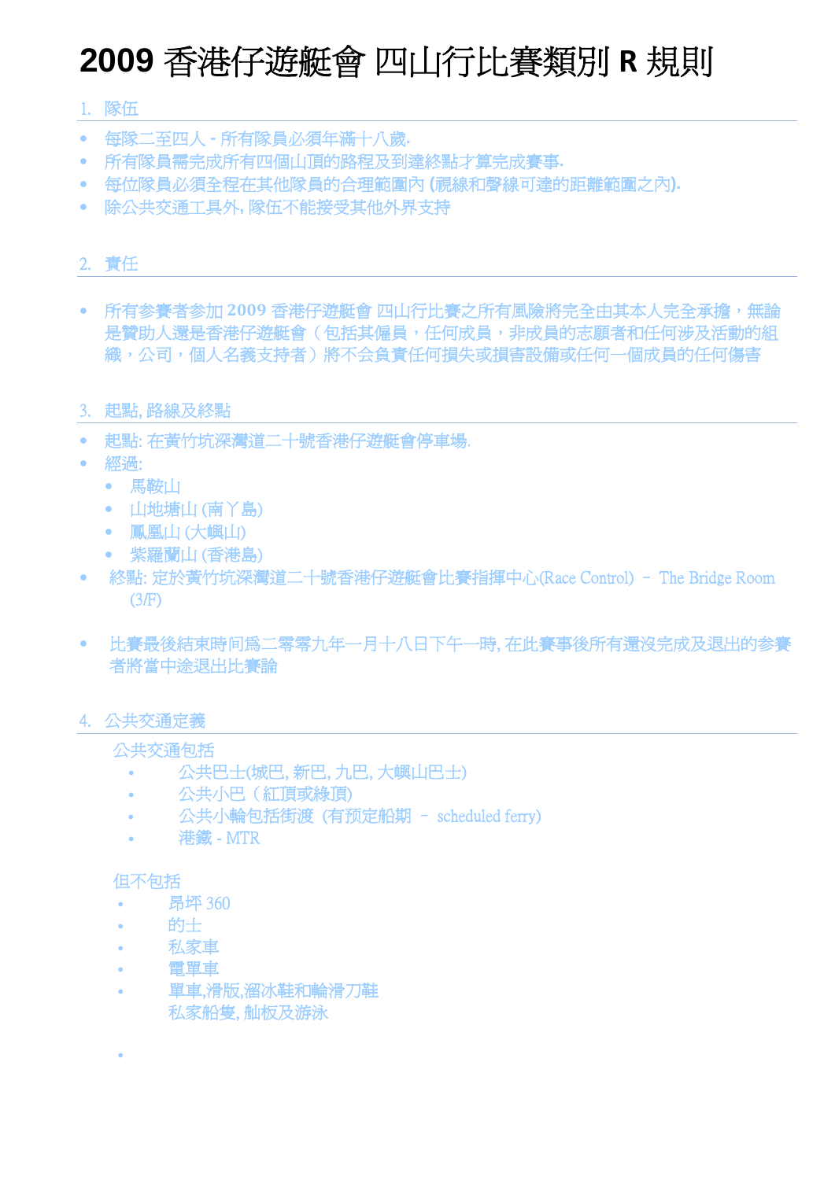# 2009 香港仔遊艇會 四山行比賽類別 R 規則

## 1. 隊伍

- 每隊二至四人 - 所有隊員必須年滿十八歲.
- 所有隊員需完成所有四個山頂的路程及到達終點才算完成賽事.
- 每位隊員必須全程在其他隊員的合理範圍內 (視線和聲線可達的距離範圍之內).
- 除公共交通工具外, 隊伍不能接受其他外界支持

## 2. 責任

- 所有參賽者參加 2009 香港仔遊艇會 四山行比賽之所有風險將完全由其本人完全承擔，無論是贊助人還是香港仔遊艇會（包括其僱員，任何成員，非成員的志願者和任何涉及活動的組織，公司，個人名義支持者）將不会負責任何損失或損害設備或任何一個成員的任何傷害

## 3. 起點, 路線及終點

- 起點: 在黃竹坑深灣道二十號香港仔遊艇會停車場.
- 經過:
  - 馬鞍山
  - 山地塘山 (南丫島)
  - 鳳凰山 (大嶼山)
  - 紫羅蘭山 (香港島)
- 終點: 定於黃竹坑深灣道二十號香港仔遊艇會比賽指揮中心(Race Control) – The Bridge Room (3/F)

- 比賽最後結束時間爲二零零九年一月十八日下午一時, 在此賽事後所有還沒完成及退出的參賽者將當中途退出比賽論

## 4. 公共交通定義

公共交通包括

- 公共巴士(城巴, 新巴, 九巴, 大嶼山巴士)
- 公共小巴（紅頂或綠頂)
- 公共小輪包括街渡 (有預定船期 – scheduled ferry)
- 港鐵 - MTR

但不包括

- 昂坪 360
- 的士
- 私家車
- 電單車
- 單車,滑版,溜冰鞋和輪滑刀鞋
- 私家船隻, 舢板及游泳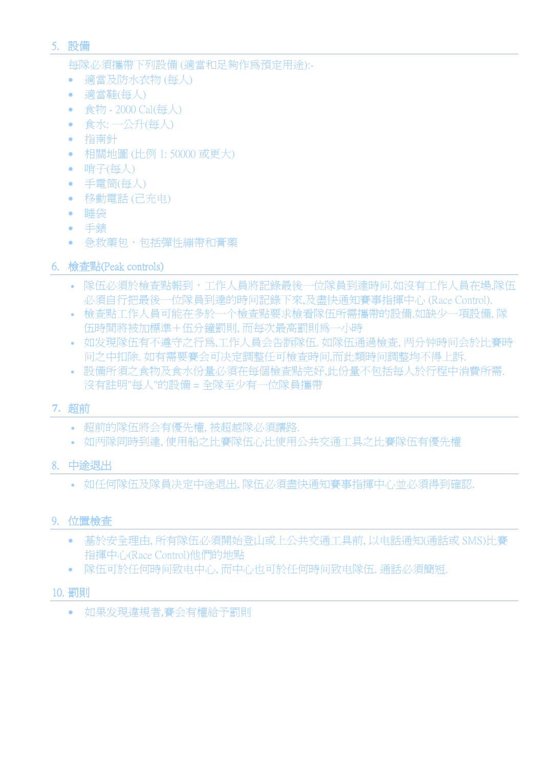## 5. 設備

每隊必須攜帶下列設備 (適當和足夠作爲預定用途):-

- 適當及防水衣物 (每人)
- 適當鞋(每人)
- 食物 - 2000 Cal(每人)
- 食水: 一公升(每人)
- 指南針
- 相關地圖 (比例 1: 50000 或更大)
- 哨子(每人)
- 手電筒(每人)
- 移動電話 (已充电)
- 睡袋
- 手錶
- 急救藥包，包括彈性綳帶和膏藥

## 6. 檢查點(Peak controls)

- 隊伍必須於檢查點報到，工作人員將記錄最後一位隊員到達時间.如沒有工作人員在場,隊伍必須自行把最後一位隊員到達的時间記錄下來,及盡快通知賽事指揮中心 (Race Control).
- 檢查點工作人員可能在多於一个檢查點要求檢看隊伍所需攜帶的設備.如缺少一項設備, 隊伍時間將被加標準＋伍分鐘罰則, 而每次最高罰則爲一小時
- 如发現隊伍有不遵守之行爲,工作人員会告訴隊伍. 如隊伍通過檢查, 两分钟時间会於比賽時间之中扣除. 如有需要賽会可决定調整任可檢查時间,而此類時间調整均不得上訴.
- 設備所須之食物及食水份量必須在每個檢查點完好,此份量不包括每人於行程中消費所需. 沒有註明"每人"的設備 = 全隊至少有一位隊員攜帶

## 7. 超前

- 超前的隊伍將会有優先權, 被超越隊必須讓路.
- 如两隊同時到達, 使用船之比賽隊伍心比使用公共交通工具之比賽隊伍有優先權

## 8. 中途退出

- 如任何隊伍及隊員决定中途退出, 隊伍必須盡快通知賽事指揮中心並必須得到確認.

## 9. 位置檢查

- 基於安全理由, 所有隊伍必須開始登山或上公共交通工具前, 以电話通知(通話或 SMS)比賽指揮中心(Race Control)他們的地點
- 隊伍可於任何時间致电中心, 而中心也可於任何時间致电隊伍. 通話必須簡短.

## 10. 罰則

- 如果发現違規者,賽会有權給予罰則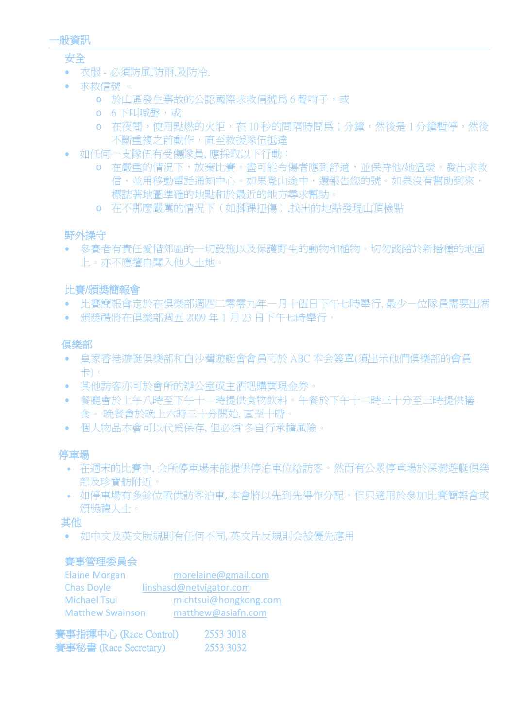## 一般資訊

### 安全

- 衣服 - 必須防風,防雨,及防冷.
- 求救信號 –
  - 於山區發生事故的公認國際求救信號爲 6 聲哨子，或
  - 6 下叫喊聲，或
  - 在夜間，使用點燃的火炬，在 10 秒的間隔時間爲 1 分鐘，然後是 1 分鐘暫停，然後不斷重複之前動作，直至救援隊伍抵達
- 如任何一支隊伍有受傷隊員, 應採取以下行動：
  - 在嚴重的情況下，放棄比賽。盡可能令傷者應到舒適，並保持他/她溫暖。發出求救信，並用移動電話通知中心。如果登山途中，還報告您的號。如果沒有幫助到來，標誌著地圖準確的地點和於最近的地方尋求幫助。
  - 在不那麼嚴厲的情況下（如腳踝扭傷）,找出的地點發現山頂檢點

### 野外操守

- 參賽者有責任愛惜郊區的一切設施以及保護野生的動物和植物。切勿踐踏於新播種的地面上。亦不應擅自闖入他人土地。

### 比賽/頒獎簡報會

- 比賽簡報會定於在俱樂部週四二零零九年一月十伍日下午七時舉行, 最少一位隊員需要出席
- 頒獎禮將在俱樂部週五 2009 年 1 月 23 日下午七時舉行。

### 俱樂部

- 皇家香港遊艇俱樂部和白沙灣遊艇會會員可於 ABC 本会簽單(須出示他們俱樂部的會員卡)。
- 其他訪客亦可於會所的辦公室或主酒吧購買現金劵。
- 餐廳會於上午八時至下午十一時提供食物飲料。午餐於下午十二時三十分至三時提供膳食。 晚餐會於晚上六時三十分開始, 直至十時。
- 個人物品本會可以代爲保存, 但必須 冬自行承擔風險。

### 停車場

- 在週末的比賽中, 会所停車場未能提供停泊車位給訪客。然而有公眾停車場於深灣遊艇俱樂部及珍寶舫附近。
- 如停車場有多餘位置供訪客泊車, 本會將以先到先得作分配。但只適用於參加比賽簡報會或頒獎禮人士。

### 其他

- 如中文及英文版規則有任何不同, 英文片反規則会被優先應用

### 賽事管理委員会

| | |
|---|---|
| Elaine Morgan | morelaine@gmail.com |
| Chas Doyle | linshasd@netvigator.com |
| Michael Tsui | michtsui@hongkong.com |
| Matthew Swainson | matthew@asiafn.com |

**賽事指揮中心** (Race Control) 2553 3018

**賽事秘書** (Race Secretary) 2553 3032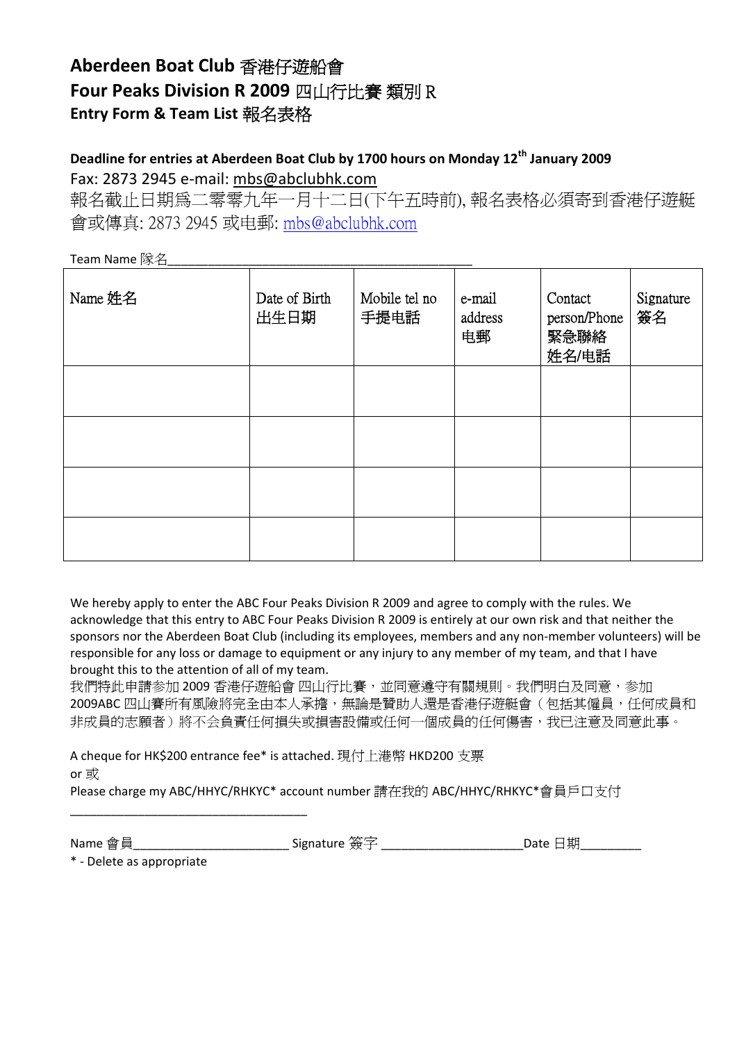# Aberdeen Boat Club 香港仔遊船會
## Four Peaks Division R 2009 四山行比賽 類別 R
### Entry Form & Team List 報名表格

**Deadline for entries at Aberdeen Boat Club by 1700 hours on Monday 12th January 2009**

Fax: 2873 2945 e-mail: mbs@abclubhk.com

報名截止日期爲二零零九年一月十二日(下午五時前), 報名表格必須寄到香港仔遊艇會或傳真: 2873 2945 或电郵: mbs@abclubhk.com

Team Name 隊名_____________________________________________

| Name 姓名 | Date of Birth 出生日期 | Mobile tel no 手提电話 | e-mail address 电郵 | Contact person/Phone 緊急聯絡姓名/电話 | Signature 簽名 |
|---|---|---|---|---|---|
| | | | | | |
| | | | | | |
| | | | | | |
| | | | | | |

We hereby apply to enter the ABC Four Peaks Division R 2009 and agree to comply with the rules. We acknowledge that this entry to ABC Four Peaks Division R 2009 is entirely at our own risk and that neither the sponsors nor the Aberdeen Boat Club (including its employees, members and any non-member volunteers) will be responsible for any loss or damage to equipment or any injury to any member of my team, and that I have brought this to the attention of all of my team.

我們特此申請參加 2009 香港仔遊船會 四山行比賽，並同意遵守有關規則。我們明白及同意，參加 2009ABC 四山賽所有風險將完全由本人承擔，無論是贊助人還是香港仔遊艇會（包括其僱員，任何成員和非成員的志願者）將不会負責任何損失或損害設備或任何一個成員的任何傷害，我已注意及同意此事。

A cheque for HK$200 entrance fee* is attached. 現付上港幣 HKD200 支票

or 或

Please charge my ABC/HHYC/RHKYC* account number 請在我的 ABC/HHYC/RHKYC*會員戶口支付

___________________________________

Name 會員_______________________ Signature 簽字 _____________________Date 日期_________

\* - Delete as appropriate